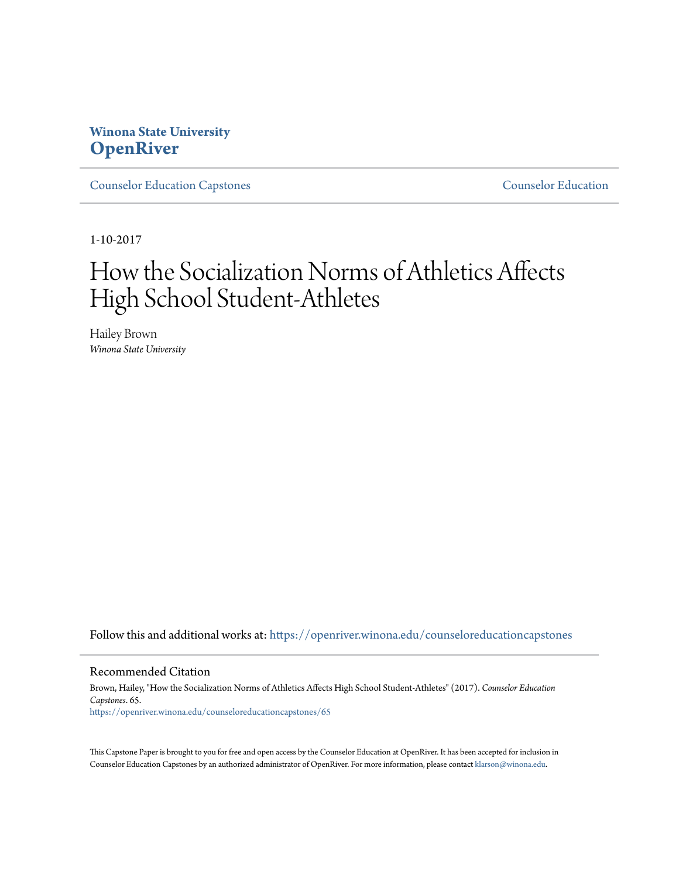**Winona State University**
**OpenRiver**

Counselor Education Capstones | Counselor Education

1-10-2017

# How the Socialization Norms of Athletics Affects High School Student-Athletes

Hailey Brown
*Winona State University*

Follow this and additional works at: https://openriver.winona.edu/counseloreducationcapstones

## Recommended Citation

Brown, Hailey, "How the Socialization Norms of Athletics Affects High School Student-Athletes" (2017). *Counselor Education Capstones*. 65.
https://openriver.winona.edu/counseloreducationcapstones/65

This Capstone Paper is brought to you for free and open access by the Counselor Education at OpenRiver. It has been accepted for inclusion in Counselor Education Capstones by an authorized administrator of OpenRiver. For more information, please contact klarson@winona.edu.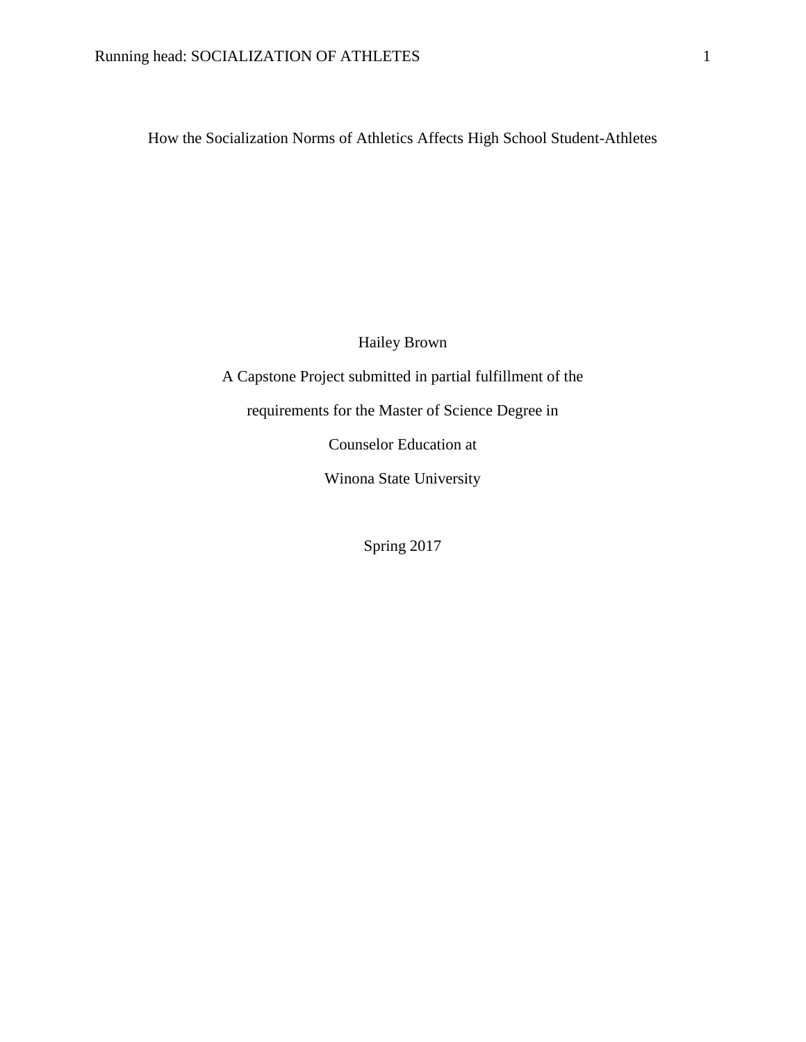# How the Socialization Norms of Athletics Affects High School Student-Athletes

Hailey Brown

A Capstone Project submitted in partial fulfillment of the

requirements for the Master of Science Degree in

Counselor Education at

Winona State University

Spring 2017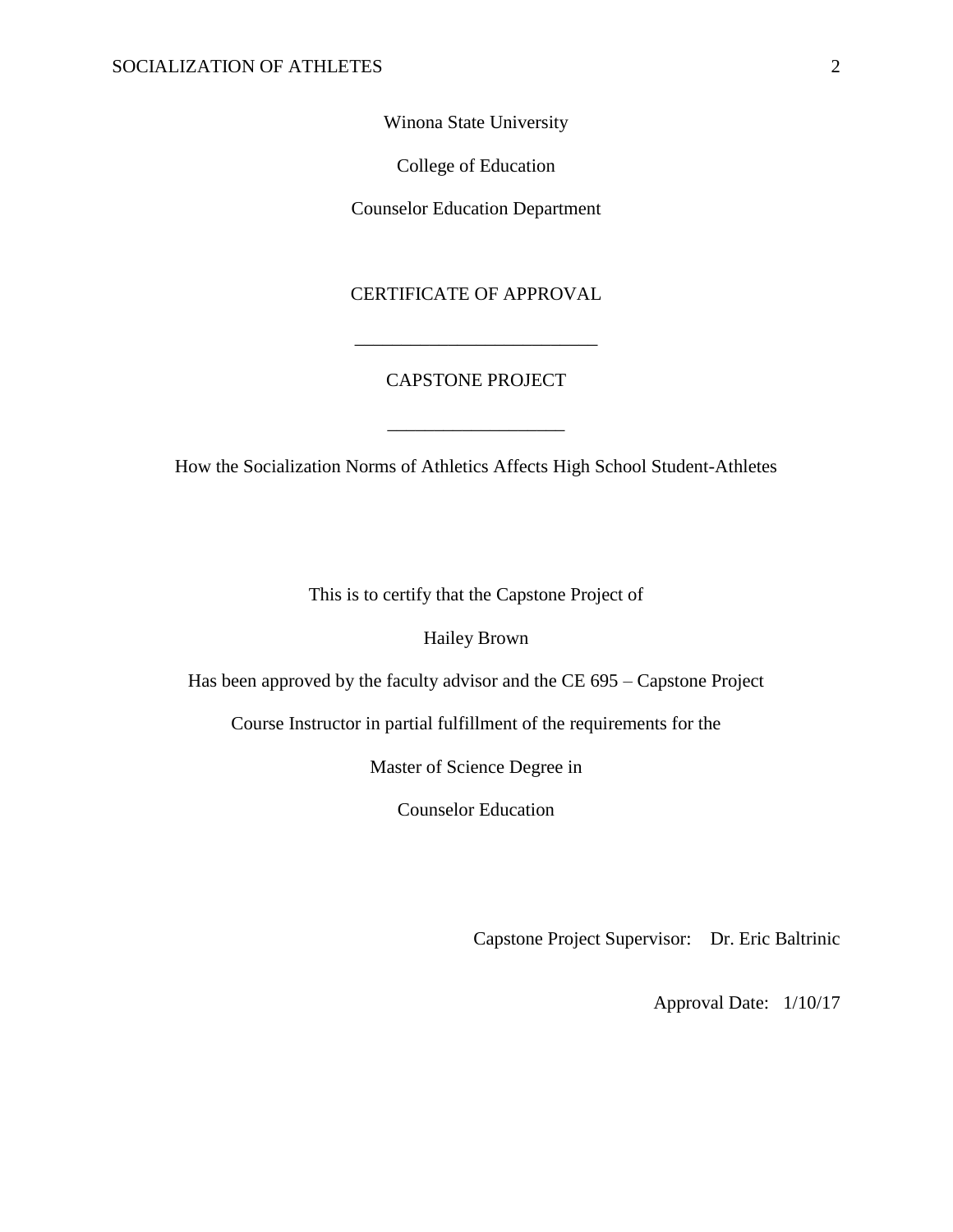Winona State University

College of Education

Counselor Education Department

CERTIFICATE OF APPROVAL

\_\_\_\_\_\_\_\_\_\_\_\_\_\_\_\_\_\_\_\_\_\_\_\_\_\_

CAPSTONE PROJECT

\_\_\_\_\_\_\_\_\_\_\_\_\_\_\_\_\_\_\_

How the Socialization Norms of Athletics Affects High School Student-Athletes

This is to certify that the Capstone Project of

Hailey Brown

Has been approved by the faculty advisor and the CE 695 – Capstone Project

Course Instructor in partial fulfillment of the requirements for the

Master of Science Degree in

Counselor Education

Capstone Project Supervisor: Dr. Eric Baltrinic

Approval Date: 1/10/17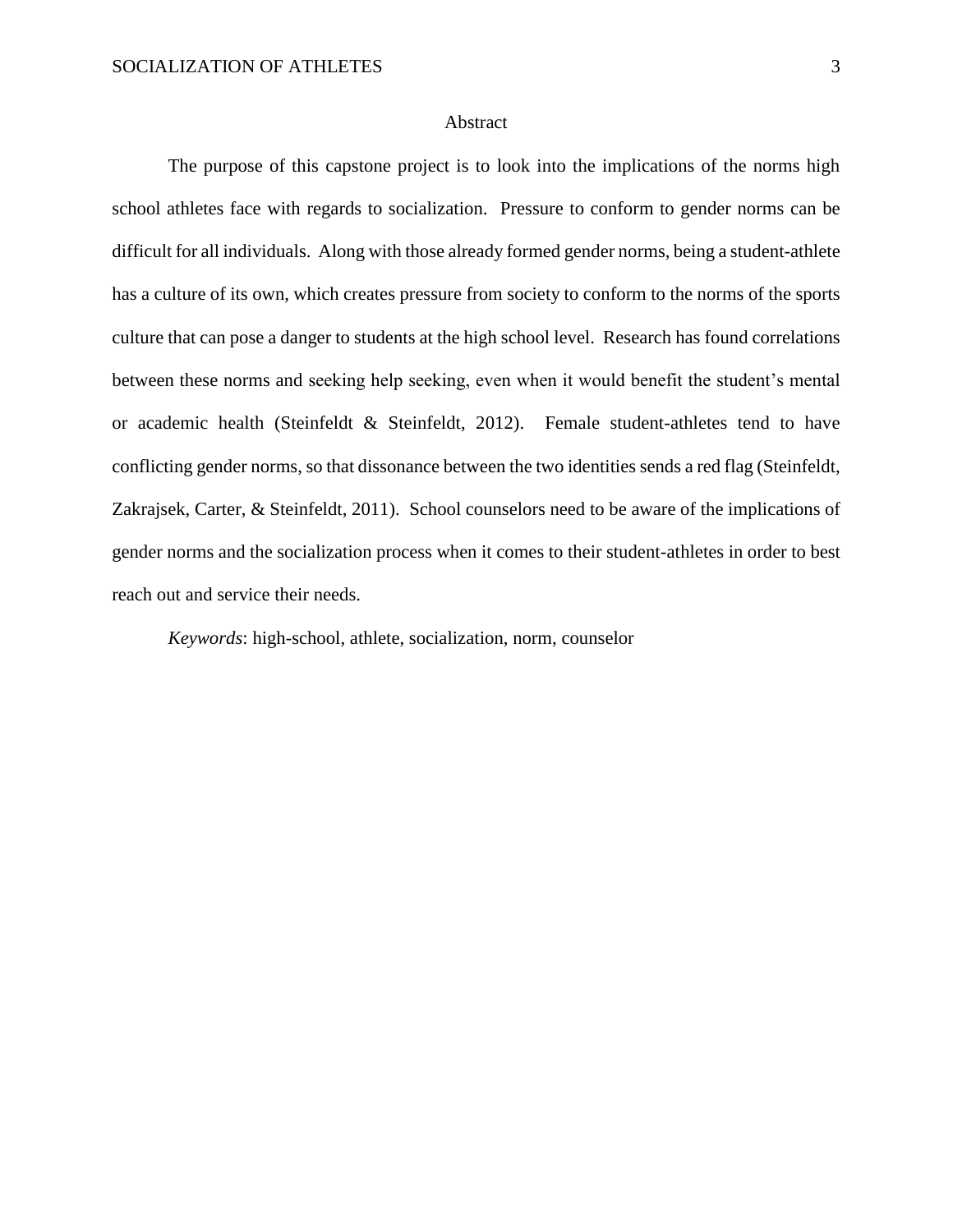# Abstract

The purpose of this capstone project is to look into the implications of the norms high school athletes face with regards to socialization. Pressure to conform to gender norms can be difficult for all individuals. Along with those already formed gender norms, being a student-athlete has a culture of its own, which creates pressure from society to conform to the norms of the sports culture that can pose a danger to students at the high school level. Research has found correlations between these norms and seeking help seeking, even when it would benefit the student's mental or academic health (Steinfeldt & Steinfeldt, 2012). Female student-athletes tend to have conflicting gender norms, so that dissonance between the two identities sends a red flag (Steinfeldt, Zakrajsek, Carter, & Steinfeldt, 2011). School counselors need to be aware of the implications of gender norms and the socialization process when it comes to their student-athletes in order to best reach out and service their needs.

*Keywords*: high-school, athlete, socialization, norm, counselor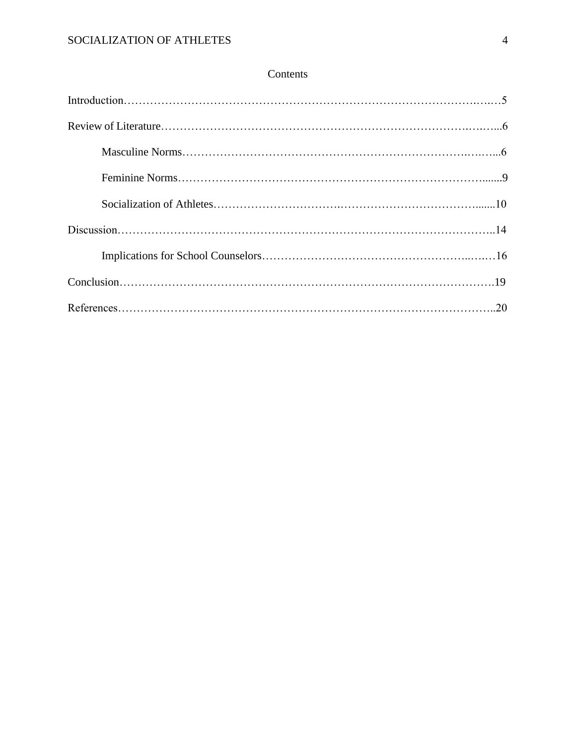# Contents

Introduction………………………………………………………………………………………5

Review of Literature…………………………………………………………………………6

Masculine Norms……………………………………………………………………………6

Feminine Norms………………………………………………………………………………9

Socialization of Athletes……………………………………………………………………10

Discussion…………………………………………………………………………………14

Implications for School Counselors…………………………………………………………16

Conclusion…………………………………………………………………………………19

References…………………………………………………………………………………20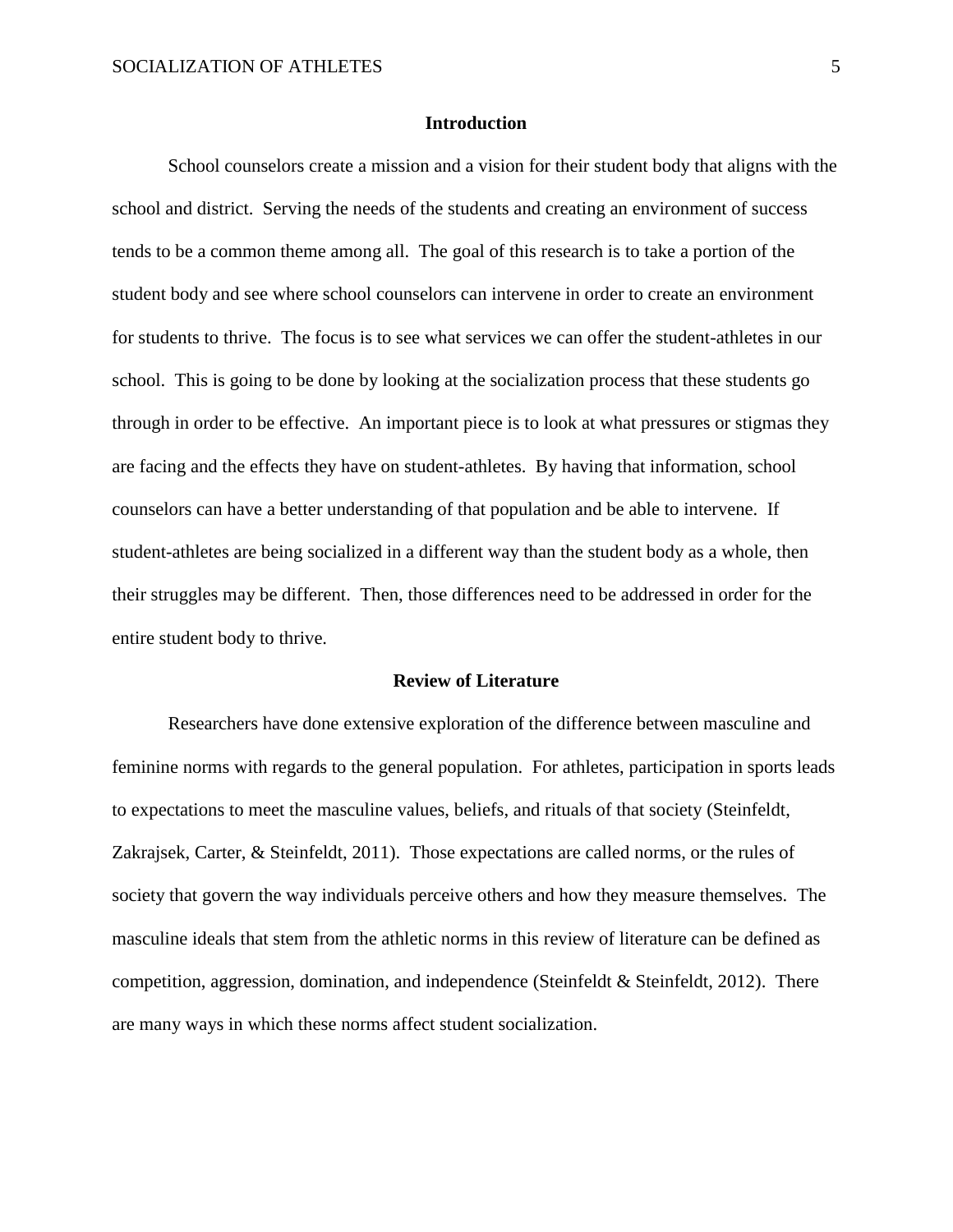## Introduction

School counselors create a mission and a vision for their student body that aligns with the school and district. Serving the needs of the students and creating an environment of success tends to be a common theme among all. The goal of this research is to take a portion of the student body and see where school counselors can intervene in order to create an environment for students to thrive. The focus is to see what services we can offer the student-athletes in our school. This is going to be done by looking at the socialization process that these students go through in order to be effective. An important piece is to look at what pressures or stigmas they are facing and the effects they have on student-athletes. By having that information, school counselors can have a better understanding of that population and be able to intervene. If student-athletes are being socialized in a different way than the student body as a whole, then their struggles may be different. Then, those differences need to be addressed in order for the entire student body to thrive.

## Review of Literature

Researchers have done extensive exploration of the difference between masculine and feminine norms with regards to the general population. For athletes, participation in sports leads to expectations to meet the masculine values, beliefs, and rituals of that society (Steinfeldt, Zakrajsek, Carter, & Steinfeldt, 2011). Those expectations are called norms, or the rules of society that govern the way individuals perceive others and how they measure themselves. The masculine ideals that stem from the athletic norms in this review of literature can be defined as competition, aggression, domination, and independence (Steinfeldt & Steinfeldt, 2012). There are many ways in which these norms affect student socialization.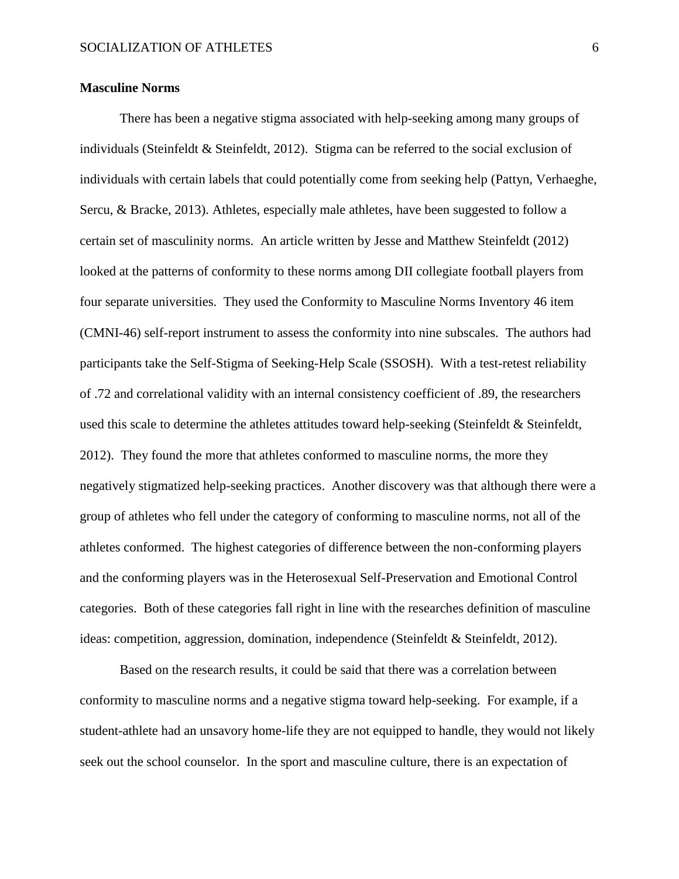## Masculine Norms

There has been a negative stigma associated with help-seeking among many groups of individuals (Steinfeldt & Steinfeldt, 2012). Stigma can be referred to the social exclusion of individuals with certain labels that could potentially come from seeking help (Pattyn, Verhaeghe, Sercu, & Bracke, 2013). Athletes, especially male athletes, have been suggested to follow a certain set of masculinity norms. An article written by Jesse and Matthew Steinfeldt (2012) looked at the patterns of conformity to these norms among DII collegiate football players from four separate universities. They used the Conformity to Masculine Norms Inventory 46 item (CMNI-46) self-report instrument to assess the conformity into nine subscales. The authors had participants take the Self-Stigma of Seeking-Help Scale (SSOSH). With a test-retest reliability of .72 and correlational validity with an internal consistency coefficient of .89, the researchers used this scale to determine the athletes attitudes toward help-seeking (Steinfeldt & Steinfeldt, 2012). They found the more that athletes conformed to masculine norms, the more they negatively stigmatized help-seeking practices. Another discovery was that although there were a group of athletes who fell under the category of conforming to masculine norms, not all of the athletes conformed. The highest categories of difference between the non-conforming players and the conforming players was in the Heterosexual Self-Preservation and Emotional Control categories. Both of these categories fall right in line with the researches definition of masculine ideas: competition, aggression, domination, independence (Steinfeldt & Steinfeldt, 2012).

Based on the research results, it could be said that there was a correlation between conformity to masculine norms and a negative stigma toward help-seeking. For example, if a student-athlete had an unsavory home-life they are not equipped to handle, they would not likely seek out the school counselor. In the sport and masculine culture, there is an expectation of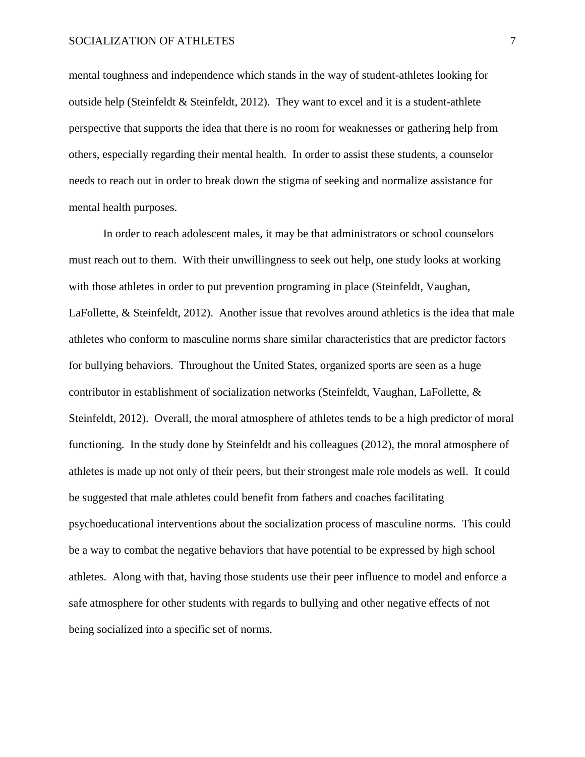mental toughness and independence which stands in the way of student-athletes looking for outside help (Steinfeldt & Steinfeldt, 2012). They want to excel and it is a student-athlete perspective that supports the idea that there is no room for weaknesses or gathering help from others, especially regarding their mental health. In order to assist these students, a counselor needs to reach out in order to break down the stigma of seeking and normalize assistance for mental health purposes.

In order to reach adolescent males, it may be that administrators or school counselors must reach out to them. With their unwillingness to seek out help, one study looks at working with those athletes in order to put prevention programing in place (Steinfeldt, Vaughan, LaFollette, & Steinfeldt, 2012). Another issue that revolves around athletics is the idea that male athletes who conform to masculine norms share similar characteristics that are predictor factors for bullying behaviors. Throughout the United States, organized sports are seen as a huge contributor in establishment of socialization networks (Steinfeldt, Vaughan, LaFollette, & Steinfeldt, 2012). Overall, the moral atmosphere of athletes tends to be a high predictor of moral functioning. In the study done by Steinfeldt and his colleagues (2012), the moral atmosphere of athletes is made up not only of their peers, but their strongest male role models as well. It could be suggested that male athletes could benefit from fathers and coaches facilitating psychoeducational interventions about the socialization process of masculine norms. This could be a way to combat the negative behaviors that have potential to be expressed by high school athletes. Along with that, having those students use their peer influence to model and enforce a safe atmosphere for other students with regards to bullying and other negative effects of not being socialized into a specific set of norms.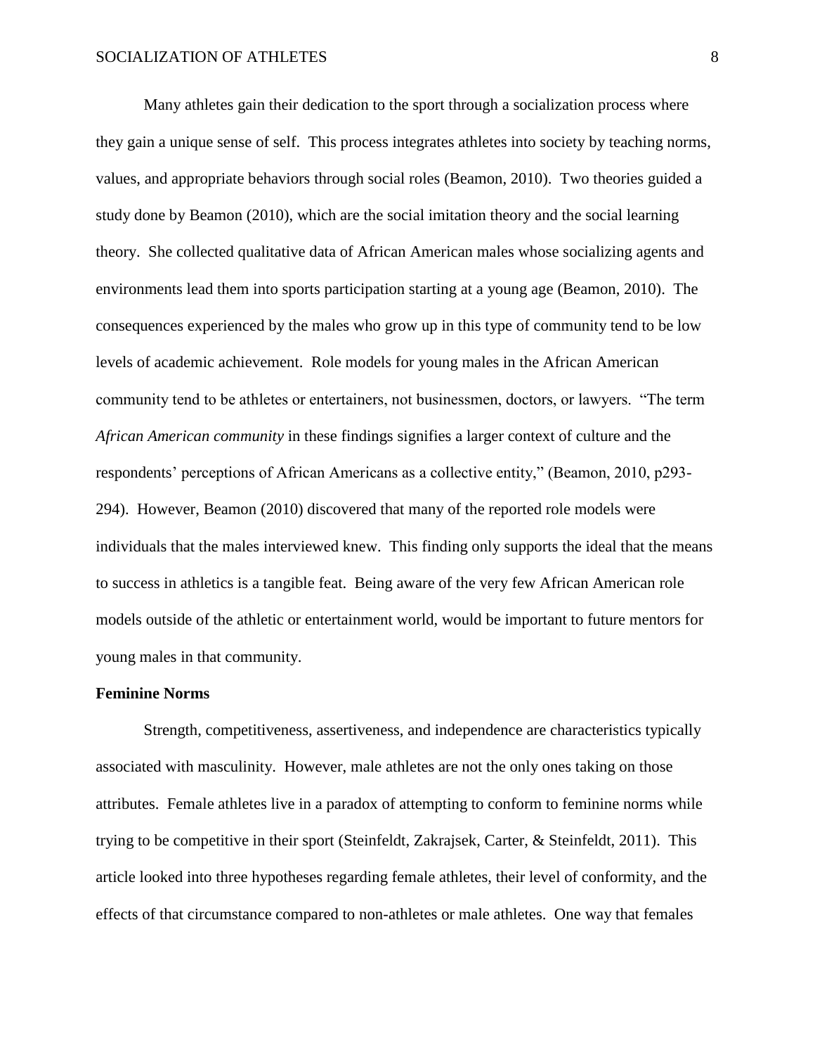Many athletes gain their dedication to the sport through a socialization process where they gain a unique sense of self. This process integrates athletes into society by teaching norms, values, and appropriate behaviors through social roles (Beamon, 2010). Two theories guided a study done by Beamon (2010), which are the social imitation theory and the social learning theory. She collected qualitative data of African American males whose socializing agents and environments lead them into sports participation starting at a young age (Beamon, 2010). The consequences experienced by the males who grow up in this type of community tend to be low levels of academic achievement. Role models for young males in the African American community tend to be athletes or entertainers, not businessmen, doctors, or lawyers. "The term *African American community* in these findings signifies a larger context of culture and the respondents' perceptions of African Americans as a collective entity," (Beamon, 2010, p293-294). However, Beamon (2010) discovered that many of the reported role models were individuals that the males interviewed knew. This finding only supports the ideal that the means to success in athletics is a tangible feat. Being aware of the very few African American role models outside of the athletic or entertainment world, would be important to future mentors for young males in that community.

**Feminine Norms**

Strength, competitiveness, assertiveness, and independence are characteristics typically associated with masculinity. However, male athletes are not the only ones taking on those attributes. Female athletes live in a paradox of attempting to conform to feminine norms while trying to be competitive in their sport (Steinfeldt, Zakrajsek, Carter, & Steinfeldt, 2011). This article looked into three hypotheses regarding female athletes, their level of conformity, and the effects of that circumstance compared to non-athletes or male athletes. One way that females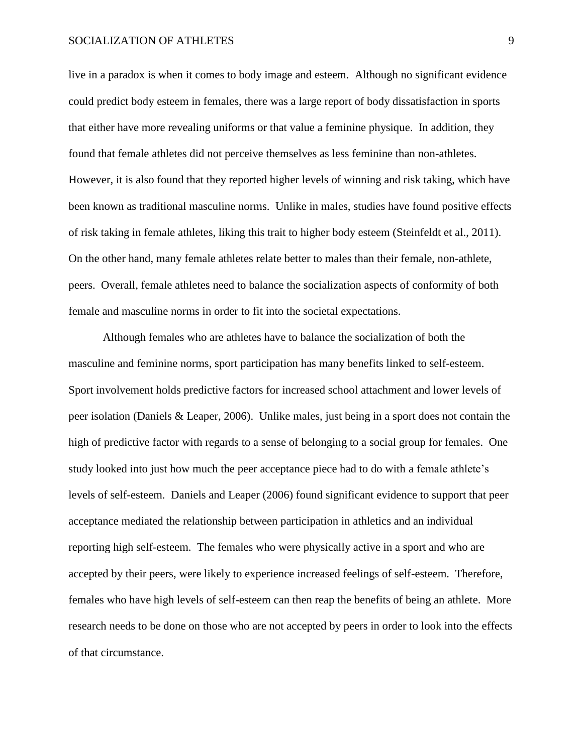live in a paradox is when it comes to body image and esteem. Although no significant evidence could predict body esteem in females, there was a large report of body dissatisfaction in sports that either have more revealing uniforms or that value a feminine physique. In addition, they found that female athletes did not perceive themselves as less feminine than non-athletes. However, it is also found that they reported higher levels of winning and risk taking, which have been known as traditional masculine norms. Unlike in males, studies have found positive effects of risk taking in female athletes, liking this trait to higher body esteem (Steinfeldt et al., 2011). On the other hand, many female athletes relate better to males than their female, non-athlete, peers. Overall, female athletes need to balance the socialization aspects of conformity of both female and masculine norms in order to fit into the societal expectations.

Although females who are athletes have to balance the socialization of both the masculine and feminine norms, sport participation has many benefits linked to self-esteem. Sport involvement holds predictive factors for increased school attachment and lower levels of peer isolation (Daniels & Leaper, 2006). Unlike males, just being in a sport does not contain the high of predictive factor with regards to a sense of belonging to a social group for females. One study looked into just how much the peer acceptance piece had to do with a female athlete's levels of self-esteem. Daniels and Leaper (2006) found significant evidence to support that peer acceptance mediated the relationship between participation in athletics and an individual reporting high self-esteem. The females who were physically active in a sport and who are accepted by their peers, were likely to experience increased feelings of self-esteem. Therefore, females who have high levels of self-esteem can then reap the benefits of being an athlete. More research needs to be done on those who are not accepted by peers in order to look into the effects of that circumstance.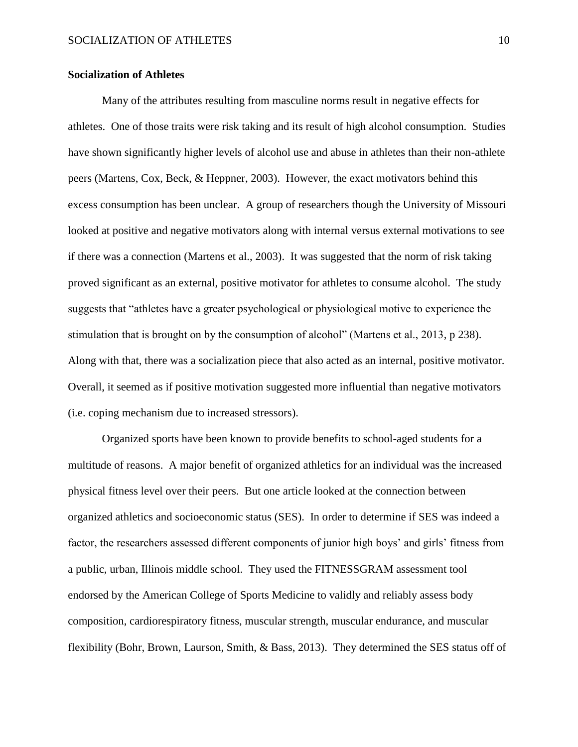**Socialization of Athletes**

Many of the attributes resulting from masculine norms result in negative effects for athletes. One of those traits were risk taking and its result of high alcohol consumption. Studies have shown significantly higher levels of alcohol use and abuse in athletes than their non-athlete peers (Martens, Cox, Beck, & Heppner, 2003). However, the exact motivators behind this excess consumption has been unclear. A group of researchers though the University of Missouri looked at positive and negative motivators along with internal versus external motivations to see if there was a connection (Martens et al., 2003). It was suggested that the norm of risk taking proved significant as an external, positive motivator for athletes to consume alcohol. The study suggests that "athletes have a greater psychological or physiological motive to experience the stimulation that is brought on by the consumption of alcohol" (Martens et al., 2013, p 238). Along with that, there was a socialization piece that also acted as an internal, positive motivator. Overall, it seemed as if positive motivation suggested more influential than negative motivators (i.e. coping mechanism due to increased stressors).

Organized sports have been known to provide benefits to school-aged students for a multitude of reasons. A major benefit of organized athletics for an individual was the increased physical fitness level over their peers. But one article looked at the connection between organized athletics and socioeconomic status (SES). In order to determine if SES was indeed a factor, the researchers assessed different components of junior high boys' and girls' fitness from a public, urban, Illinois middle school. They used the FITNESSGRAM assessment tool endorsed by the American College of Sports Medicine to validly and reliably assess body composition, cardiorespiratory fitness, muscular strength, muscular endurance, and muscular flexibility (Bohr, Brown, Laurson, Smith, & Bass, 2013). They determined the SES status off of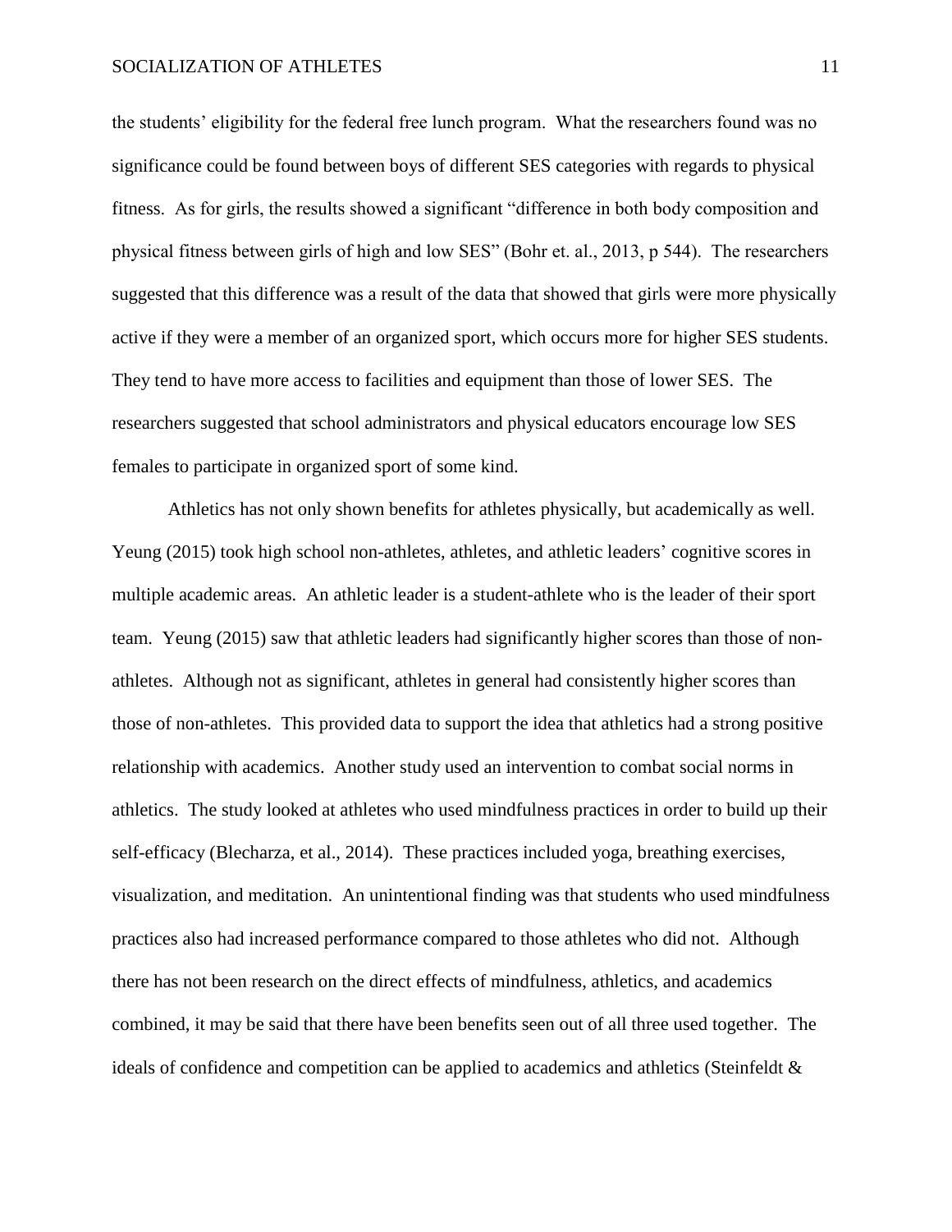the students' eligibility for the federal free lunch program. What the researchers found was no significance could be found between boys of different SES categories with regards to physical fitness. As for girls, the results showed a significant "difference in both body composition and physical fitness between girls of high and low SES" (Bohr et. al., 2013, p 544). The researchers suggested that this difference was a result of the data that showed that girls were more physically active if they were a member of an organized sport, which occurs more for higher SES students. They tend to have more access to facilities and equipment than those of lower SES. The researchers suggested that school administrators and physical educators encourage low SES females to participate in organized sport of some kind.

Athletics has not only shown benefits for athletes physically, but academically as well. Yeung (2015) took high school non-athletes, athletes, and athletic leaders' cognitive scores in multiple academic areas. An athletic leader is a student-athlete who is the leader of their sport team. Yeung (2015) saw that athletic leaders had significantly higher scores than those of non-athletes. Although not as significant, athletes in general had consistently higher scores than those of non-athletes. This provided data to support the idea that athletics had a strong positive relationship with academics. Another study used an intervention to combat social norms in athletics. The study looked at athletes who used mindfulness practices in order to build up their self-efficacy (Blecharza, et al., 2014). These practices included yoga, breathing exercises, visualization, and meditation. An unintentional finding was that students who used mindfulness practices also had increased performance compared to those athletes who did not. Although there has not been research on the direct effects of mindfulness, athletics, and academics combined, it may be said that there have been benefits seen out of all three used together. The ideals of confidence and competition can be applied to academics and athletics (Steinfeldt &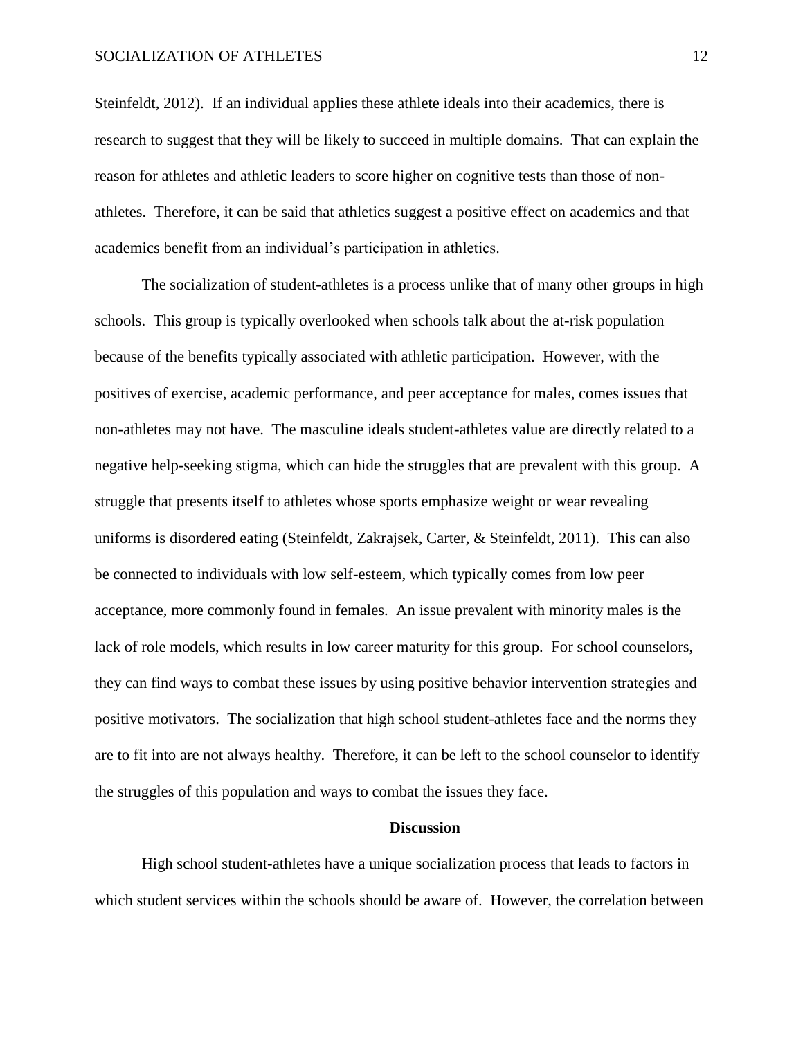Steinfeldt, 2012). If an individual applies these athlete ideals into their academics, there is research to suggest that they will be likely to succeed in multiple domains. That can explain the reason for athletes and athletic leaders to score higher on cognitive tests than those of non-athletes. Therefore, it can be said that athletics suggest a positive effect on academics and that academics benefit from an individual's participation in athletics.

The socialization of student-athletes is a process unlike that of many other groups in high schools. This group is typically overlooked when schools talk about the at-risk population because of the benefits typically associated with athletic participation. However, with the positives of exercise, academic performance, and peer acceptance for males, comes issues that non-athletes may not have. The masculine ideals student-athletes value are directly related to a negative help-seeking stigma, which can hide the struggles that are prevalent with this group. A struggle that presents itself to athletes whose sports emphasize weight or wear revealing uniforms is disordered eating (Steinfeldt, Zakrajsek, Carter, & Steinfeldt, 2011). This can also be connected to individuals with low self-esteem, which typically comes from low peer acceptance, more commonly found in females. An issue prevalent with minority males is the lack of role models, which results in low career maturity for this group. For school counselors, they can find ways to combat these issues by using positive behavior intervention strategies and positive motivators. The socialization that high school student-athletes face and the norms they are to fit into are not always healthy. Therefore, it can be left to the school counselor to identify the struggles of this population and ways to combat the issues they face.

## Discussion

High school student-athletes have a unique socialization process that leads to factors in which student services within the schools should be aware of. However, the correlation between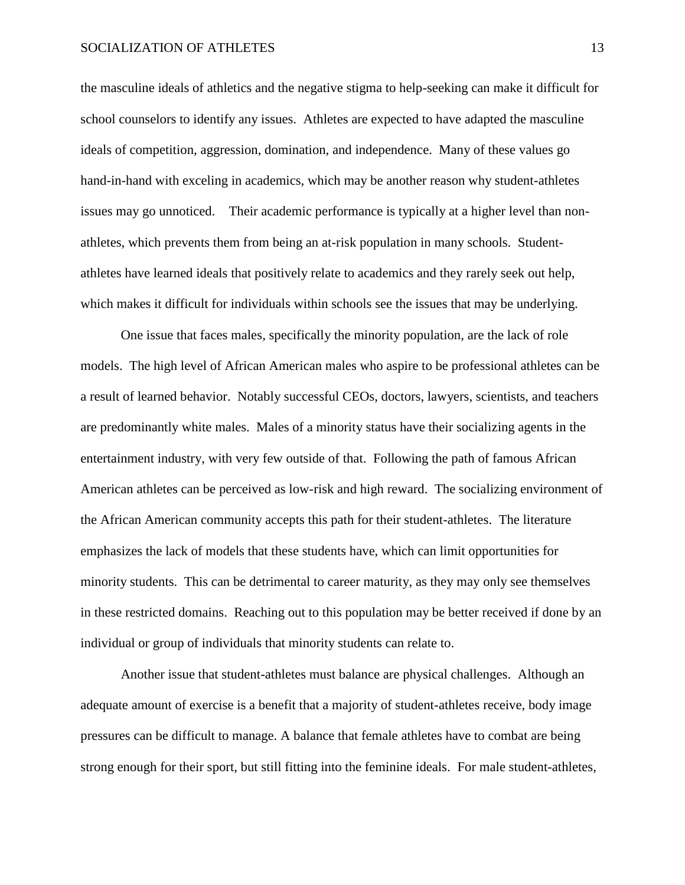the masculine ideals of athletics and the negative stigma to help-seeking can make it difficult for school counselors to identify any issues. Athletes are expected to have adapted the masculine ideals of competition, aggression, domination, and independence. Many of these values go hand-in-hand with exceling in academics, which may be another reason why student-athletes issues may go unnoticed. Their academic performance is typically at a higher level than non-athletes, which prevents them from being an at-risk population in many schools. Student-athletes have learned ideals that positively relate to academics and they rarely seek out help, which makes it difficult for individuals within schools see the issues that may be underlying.

One issue that faces males, specifically the minority population, are the lack of role models. The high level of African American males who aspire to be professional athletes can be a result of learned behavior. Notably successful CEOs, doctors, lawyers, scientists, and teachers are predominantly white males. Males of a minority status have their socializing agents in the entertainment industry, with very few outside of that. Following the path of famous African American athletes can be perceived as low-risk and high reward. The socializing environment of the African American community accepts this path for their student-athletes. The literature emphasizes the lack of models that these students have, which can limit opportunities for minority students. This can be detrimental to career maturity, as they may only see themselves in these restricted domains. Reaching out to this population may be better received if done by an individual or group of individuals that minority students can relate to.

Another issue that student-athletes must balance are physical challenges. Although an adequate amount of exercise is a benefit that a majority of student-athletes receive, body image pressures can be difficult to manage. A balance that female athletes have to combat are being strong enough for their sport, but still fitting into the feminine ideals. For male student-athletes,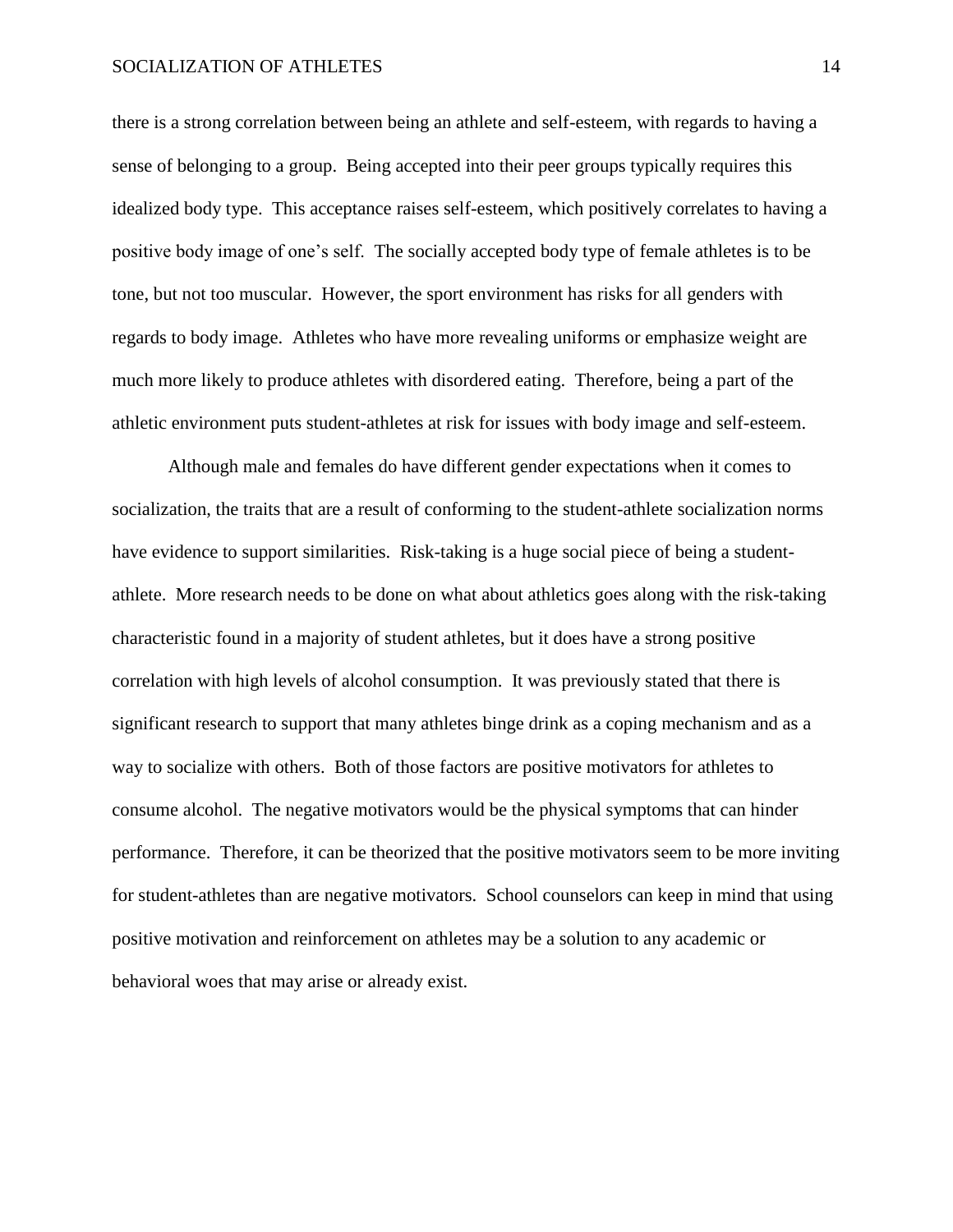there is a strong correlation between being an athlete and self-esteem, with regards to having a sense of belonging to a group. Being accepted into their peer groups typically requires this idealized body type. This acceptance raises self-esteem, which positively correlates to having a positive body image of one's self. The socially accepted body type of female athletes is to be tone, but not too muscular. However, the sport environment has risks for all genders with regards to body image. Athletes who have more revealing uniforms or emphasize weight are much more likely to produce athletes with disordered eating. Therefore, being a part of the athletic environment puts student-athletes at risk for issues with body image and self-esteem.

Although male and females do have different gender expectations when it comes to socialization, the traits that are a result of conforming to the student-athlete socialization norms have evidence to support similarities. Risk-taking is a huge social piece of being a student-athlete. More research needs to be done on what about athletics goes along with the risk-taking characteristic found in a majority of student athletes, but it does have a strong positive correlation with high levels of alcohol consumption. It was previously stated that there is significant research to support that many athletes binge drink as a coping mechanism and as a way to socialize with others. Both of those factors are positive motivators for athletes to consume alcohol. The negative motivators would be the physical symptoms that can hinder performance. Therefore, it can be theorized that the positive motivators seem to be more inviting for student-athletes than are negative motivators. School counselors can keep in mind that using positive motivation and reinforcement on athletes may be a solution to any academic or behavioral woes that may arise or already exist.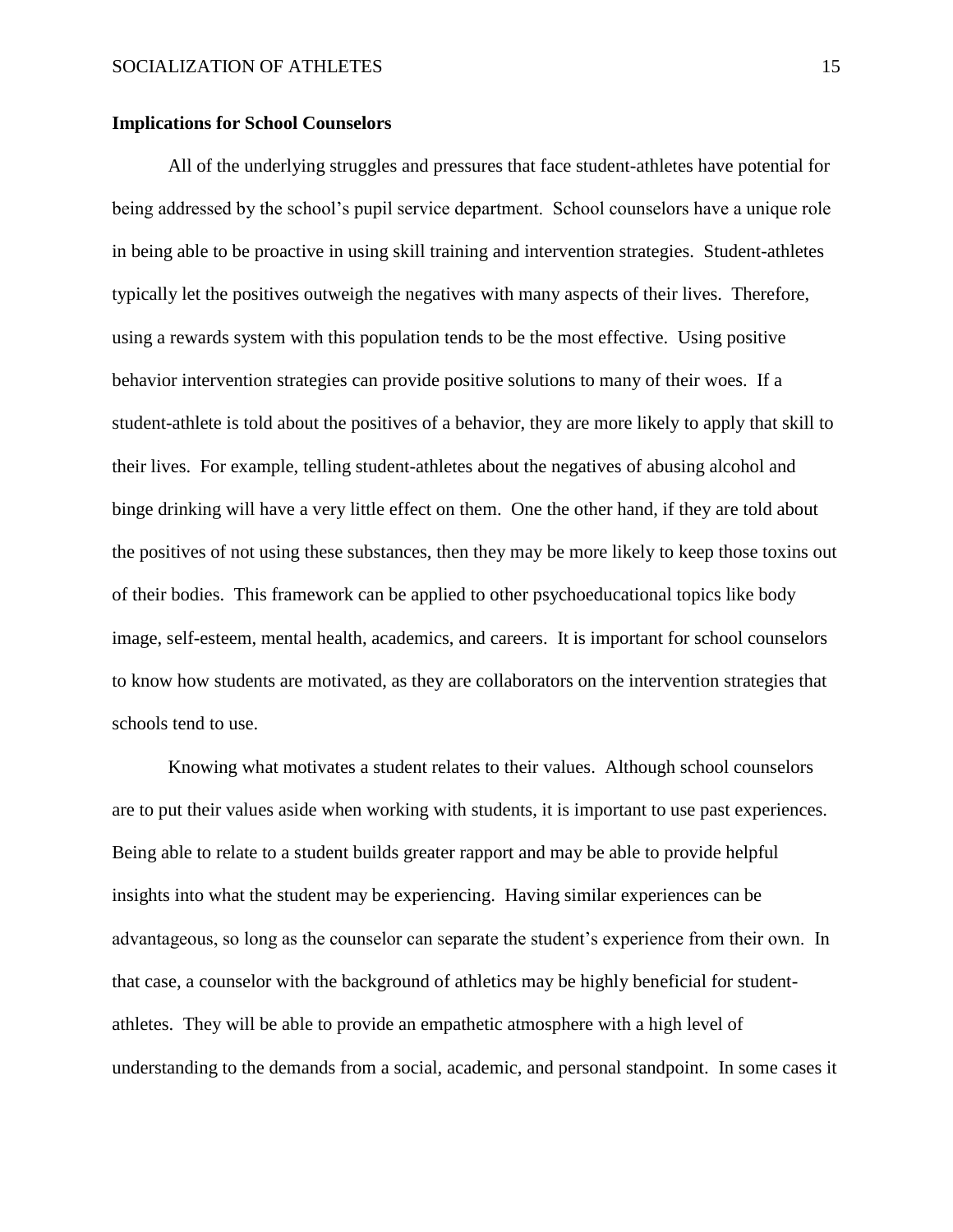**Implications for School Counselors**

All of the underlying struggles and pressures that face student-athletes have potential for being addressed by the school's pupil service department. School counselors have a unique role in being able to be proactive in using skill training and intervention strategies. Student-athletes typically let the positives outweigh the negatives with many aspects of their lives. Therefore, using a rewards system with this population tends to be the most effective. Using positive behavior intervention strategies can provide positive solutions to many of their woes. If a student-athlete is told about the positives of a behavior, they are more likely to apply that skill to their lives. For example, telling student-athletes about the negatives of abusing alcohol and binge drinking will have a very little effect on them. One the other hand, if they are told about the positives of not using these substances, then they may be more likely to keep those toxins out of their bodies. This framework can be applied to other psychoeducational topics like body image, self-esteem, mental health, academics, and careers. It is important for school counselors to know how students are motivated, as they are collaborators on the intervention strategies that schools tend to use.

Knowing what motivates a student relates to their values. Although school counselors are to put their values aside when working with students, it is important to use past experiences. Being able to relate to a student builds greater rapport and may be able to provide helpful insights into what the student may be experiencing. Having similar experiences can be advantageous, so long as the counselor can separate the student's experience from their own. In that case, a counselor with the background of athletics may be highly beneficial for student-athletes. They will be able to provide an empathetic atmosphere with a high level of understanding to the demands from a social, academic, and personal standpoint. In some cases it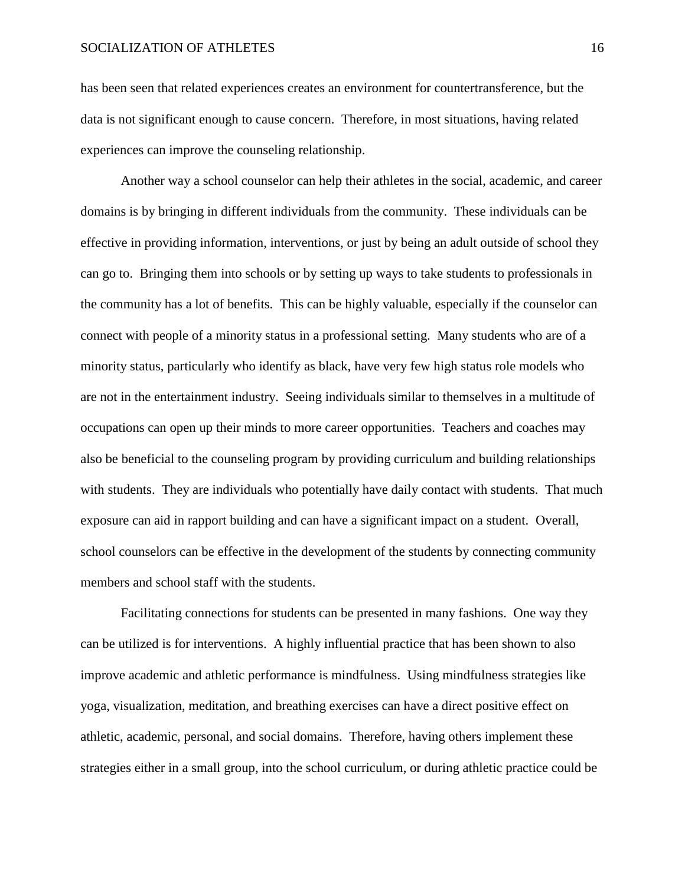has been seen that related experiences creates an environment for countertransference, but the data is not significant enough to cause concern. Therefore, in most situations, having related experiences can improve the counseling relationship.

Another way a school counselor can help their athletes in the social, academic, and career domains is by bringing in different individuals from the community. These individuals can be effective in providing information, interventions, or just by being an adult outside of school they can go to. Bringing them into schools or by setting up ways to take students to professionals in the community has a lot of benefits. This can be highly valuable, especially if the counselor can connect with people of a minority status in a professional setting. Many students who are of a minority status, particularly who identify as black, have very few high status role models who are not in the entertainment industry. Seeing individuals similar to themselves in a multitude of occupations can open up their minds to more career opportunities. Teachers and coaches may also be beneficial to the counseling program by providing curriculum and building relationships with students. They are individuals who potentially have daily contact with students. That much exposure can aid in rapport building and can have a significant impact on a student. Overall, school counselors can be effective in the development of the students by connecting community members and school staff with the students.

Facilitating connections for students can be presented in many fashions. One way they can be utilized is for interventions. A highly influential practice that has been shown to also improve academic and athletic performance is mindfulness. Using mindfulness strategies like yoga, visualization, meditation, and breathing exercises can have a direct positive effect on athletic, academic, personal, and social domains. Therefore, having others implement these strategies either in a small group, into the school curriculum, or during athletic practice could be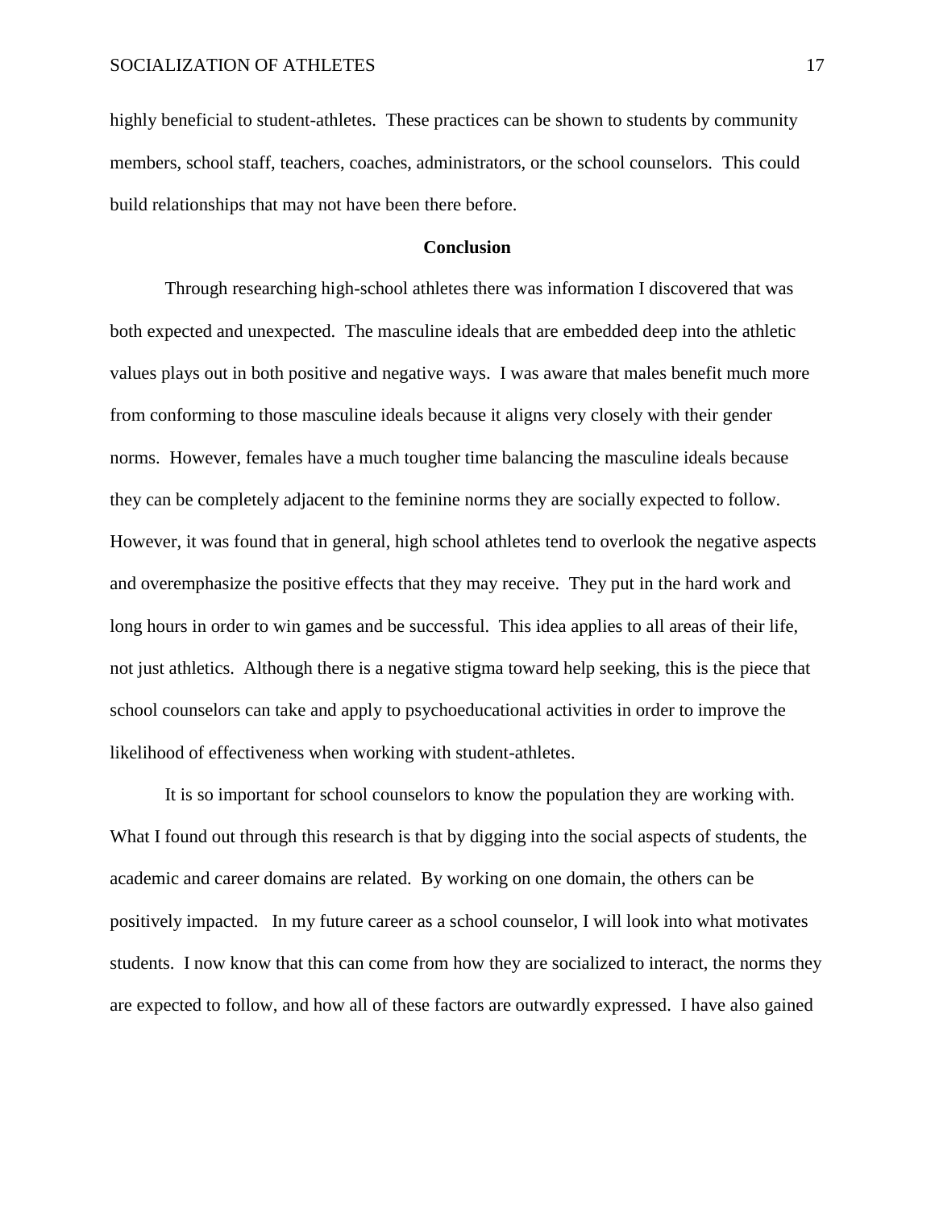highly beneficial to student-athletes. These practices can be shown to students by community members, school staff, teachers, coaches, administrators, or the school counselors. This could build relationships that may not have been there before.

## Conclusion

Through researching high-school athletes there was information I discovered that was both expected and unexpected. The masculine ideals that are embedded deep into the athletic values plays out in both positive and negative ways. I was aware that males benefit much more from conforming to those masculine ideals because it aligns very closely with their gender norms. However, females have a much tougher time balancing the masculine ideals because they can be completely adjacent to the feminine norms they are socially expected to follow. However, it was found that in general, high school athletes tend to overlook the negative aspects and overemphasize the positive effects that they may receive. They put in the hard work and long hours in order to win games and be successful. This idea applies to all areas of their life, not just athletics. Although there is a negative stigma toward help seeking, this is the piece that school counselors can take and apply to psychoeducational activities in order to improve the likelihood of effectiveness when working with student-athletes.

It is so important for school counselors to know the population they are working with. What I found out through this research is that by digging into the social aspects of students, the academic and career domains are related. By working on one domain, the others can be positively impacted. In my future career as a school counselor, I will look into what motivates students. I now know that this can come from how they are socialized to interact, the norms they are expected to follow, and how all of these factors are outwardly expressed. I have also gained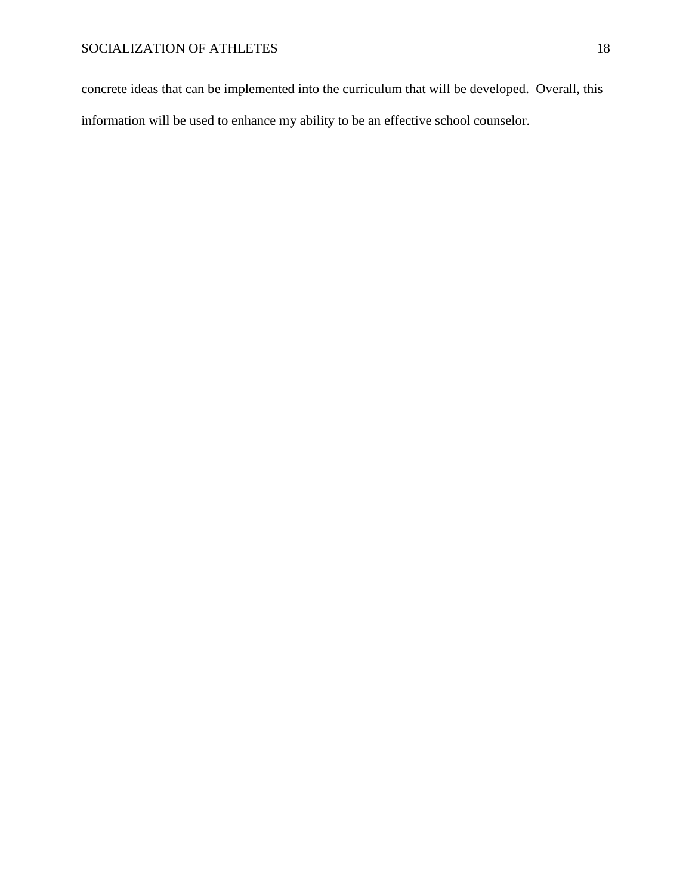concrete ideas that can be implemented into the curriculum that will be developed. Overall, this information will be used to enhance my ability to be an effective school counselor.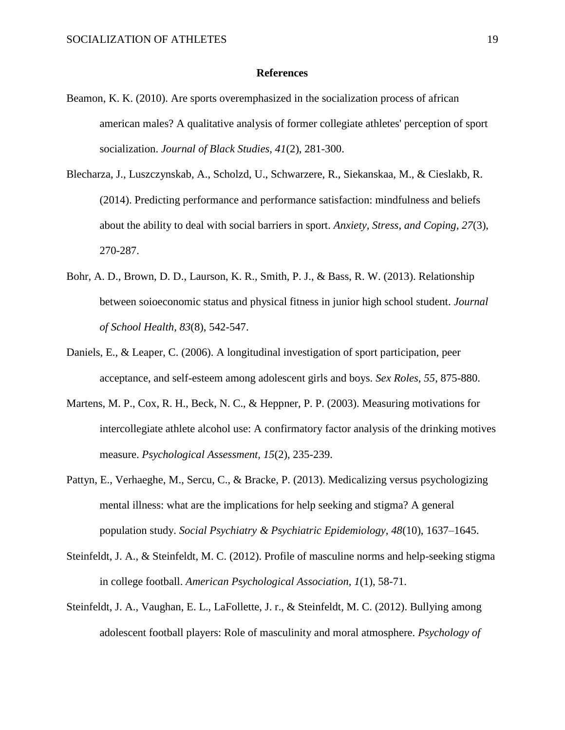**References**

Beamon, K. K. (2010). Are sports overemphasized in the socialization process of african american males? A qualitative analysis of former collegiate athletes' perception of sport socialization. *Journal of Black Studies, 41*(2), 281-300.

Blecharza, J., Luszczynskab, A., Scholzd, U., Schwarzere, R., Siekanskaa, M., & Cieslakb, R. (2014). Predicting performance and performance satisfaction: mindfulness and beliefs about the ability to deal with social barriers in sport. *Anxiety, Stress, and Coping, 27*(3), 270-287.

Bohr, A. D., Brown, D. D., Laurson, K. R., Smith, P. J., & Bass, R. W. (2013). Relationship between soioeconomic status and physical fitness in junior high school student. *Journal of School Health, 83*(8), 542-547.

Daniels, E., & Leaper, C. (2006). A longitudinal investigation of sport participation, peer acceptance, and self-esteem among adolescent girls and boys. *Sex Roles, 55*, 875-880.

Martens, M. P., Cox, R. H., Beck, N. C., & Heppner, P. P. (2003). Measuring motivations for intercollegiate athlete alcohol use: A confirmatory factor analysis of the drinking motives measure. *Psychological Assessment, 15*(2), 235-239.

Pattyn, E., Verhaeghe, M., Sercu, C., & Bracke, P. (2013). Medicalizing versus psychologizing mental illness: what are the implications for help seeking and stigma? A general population study. *Social Psychiatry & Psychiatric Epidemiology, 48*(10), 1637–1645.

Steinfeldt, J. A., & Steinfeldt, M. C. (2012). Profile of masculine norms and help-seeking stigma in college football. *American Psychological Association, 1*(1), 58-71.

Steinfeldt, J. A., Vaughan, E. L., LaFollette, J. r., & Steinfeldt, M. C. (2012). Bullying among adolescent football players: Role of masculinity and moral atmosphere. *Psychology of*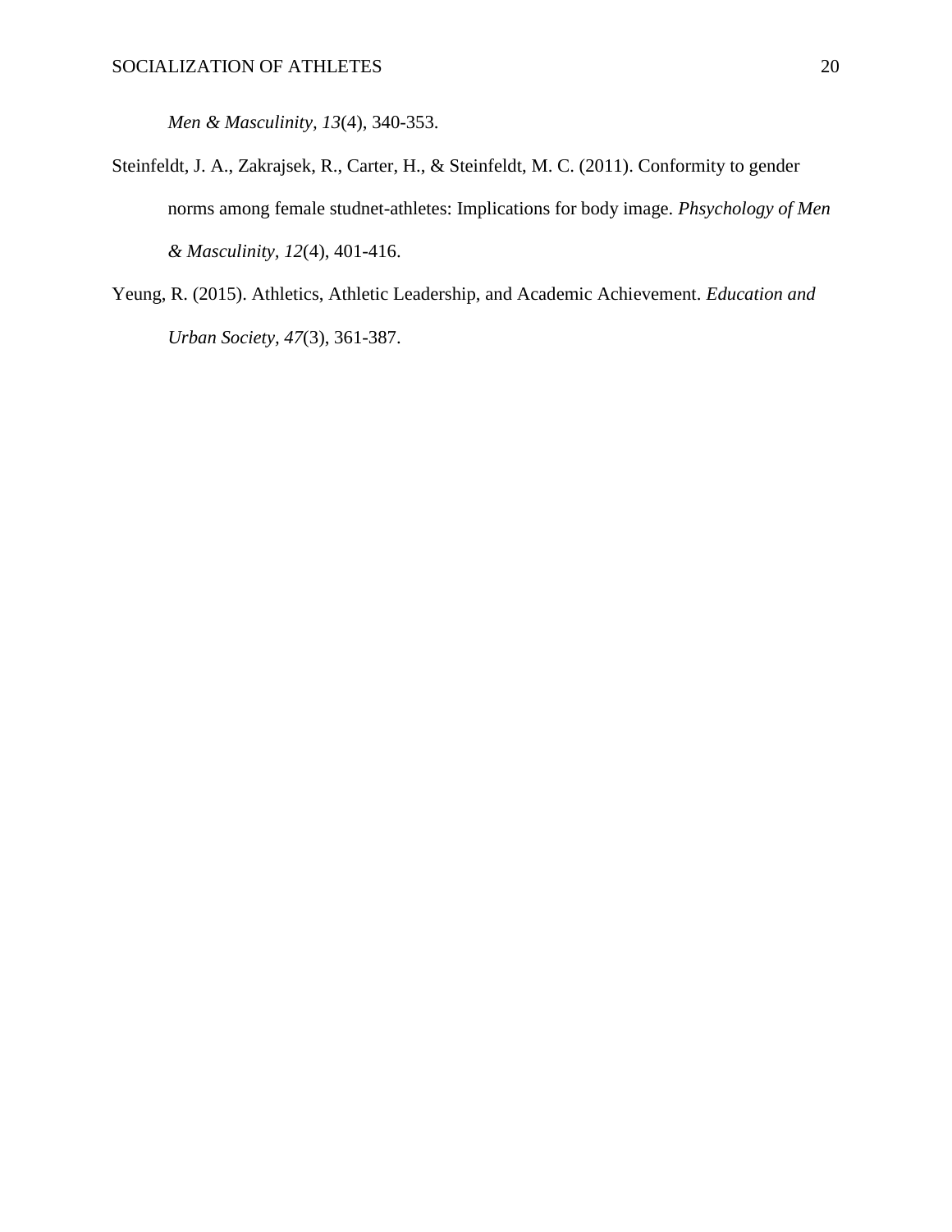*Men & Masculinity*, *13*(4), 340-353.

Steinfeldt, J. A., Zakrajsek, R., Carter, H., & Steinfeldt, M. C. (2011). Conformity to gender norms among female studnet-athletes: Implications for body image. *Phsychology of Men & Masculinity*, *12*(4), 401-416.

Yeung, R. (2015). Athletics, Athletic Leadership, and Academic Achievement. *Education and Urban Society*, *47*(3), 361-387.